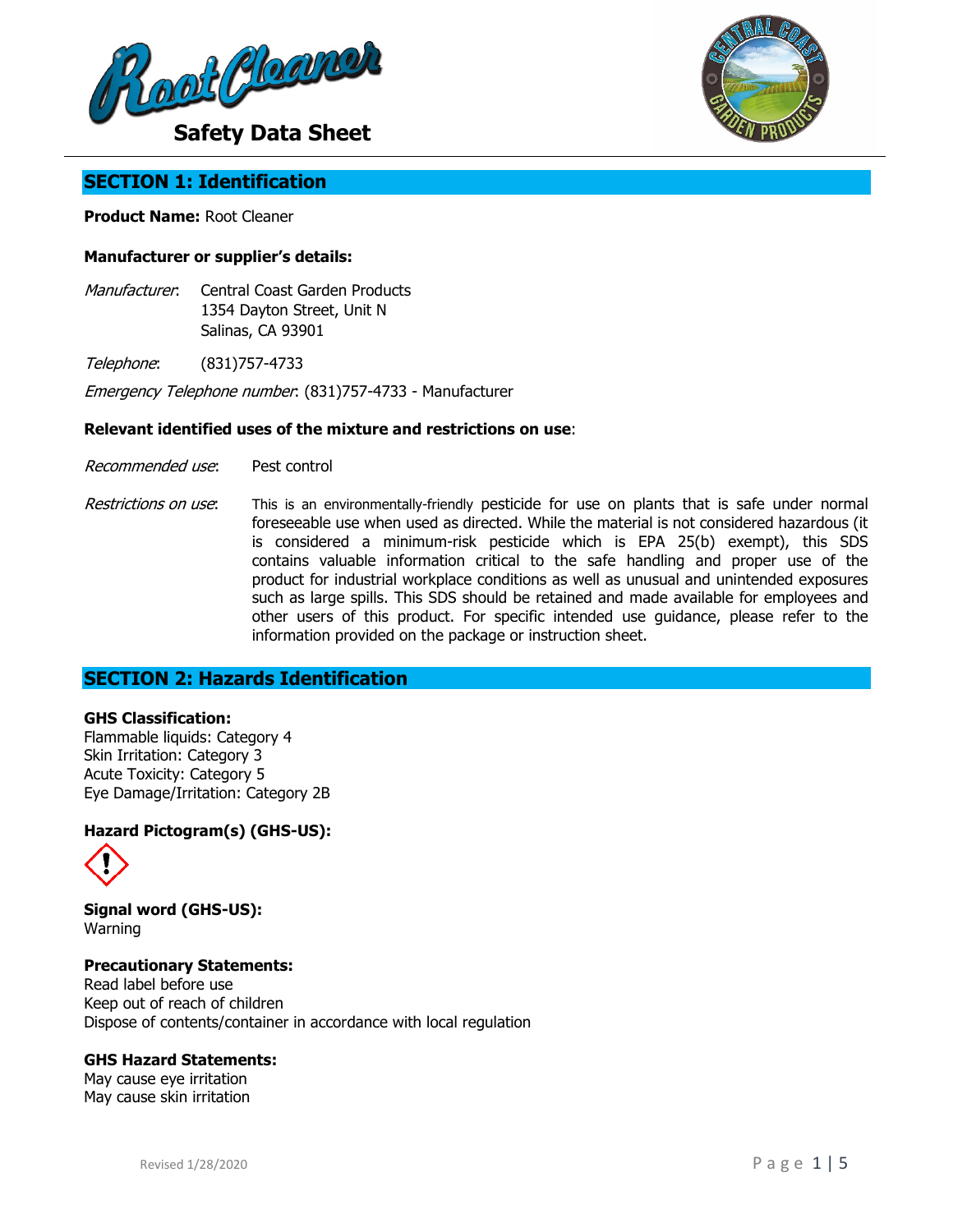# Safety Data Sheet

## SECTION 1: Identification

**Product Name:** Root Cleaner

**Manufacturer or supplier's details:**

*Manufacturer*: Central Coast Garden Products
1354 Dayton Street, Unit N
Salinas, CA 93901

*Telephone*: (831)757-4733

*Emergency Telephone number*: (831)757-4733 - Manufacturer

**Relevant identified uses of the mixture and restrictions on use**:

*Recommended use*: Pest control

*Restrictions on use*: This is an environmentally-friendly pesticide for use on plants that is safe under normal foreseeable use when used as directed. While the material is not considered hazardous (it is considered a minimum-risk pesticide which is EPA 25(b) exempt), this SDS contains valuable information critical to the safe handling and proper use of the product for industrial workplace conditions as well as unusual and unintended exposures such as large spills. This SDS should be retained and made available for employees and other users of this product. For specific intended use guidance, please refer to the information provided on the package or instruction sheet.

## SECTION 2: Hazards Identification

**GHS Classification:**
Flammable liquids: Category 4
Skin Irritation: Category 3
Acute Toxicity: Category 5
Eye Damage/Irritation: Category 2B

**Hazard Pictogram(s) (GHS-US):**

**Signal word (GHS-US):**
Warning

**Precautionary Statements:**
Read label before use
Keep out of reach of children
Dispose of contents/container in accordance with local regulation

**GHS Hazard Statements:**
May cause eye irritation
May cause skin irritation

Revised 1/28/2020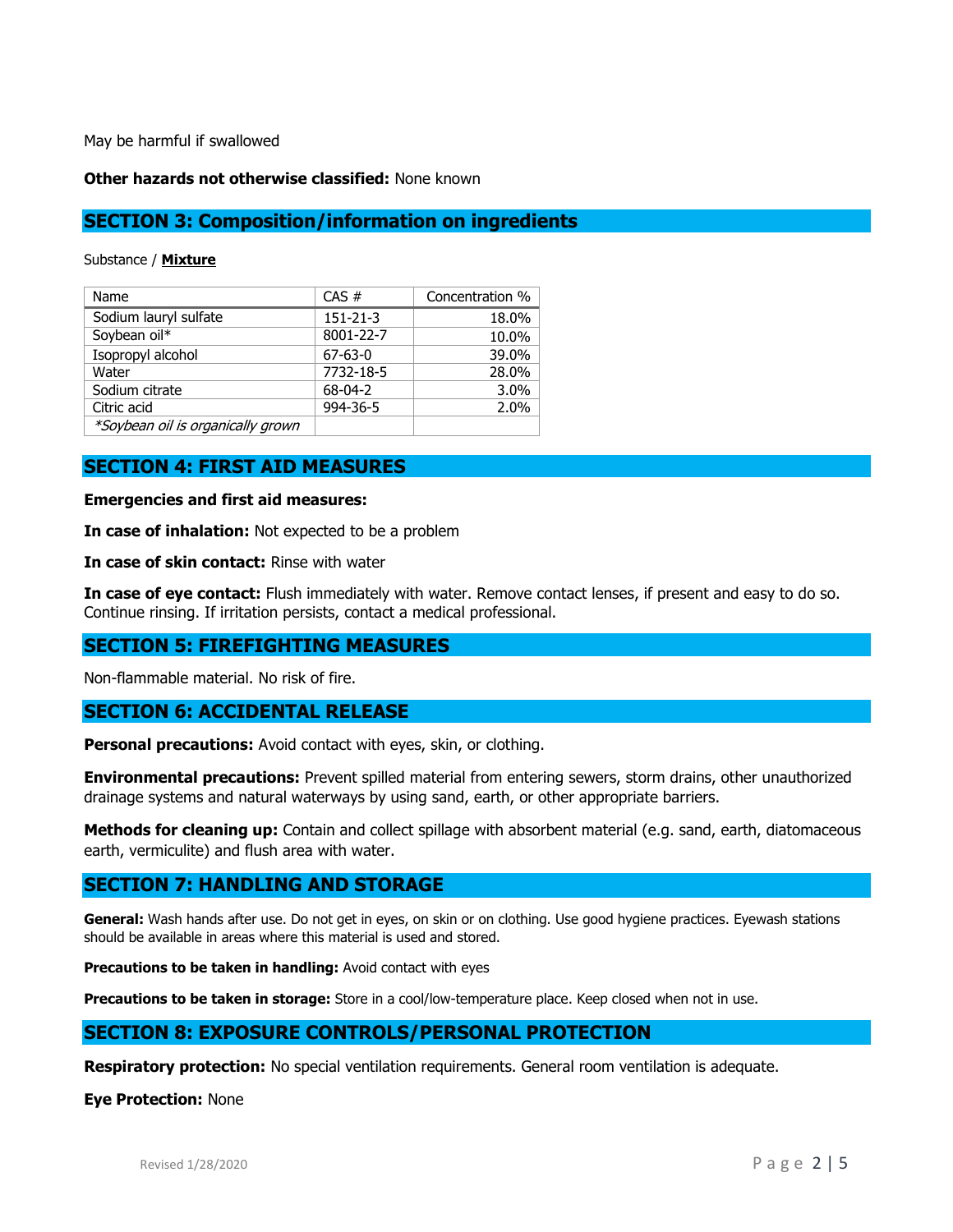May be harmful if swallowed

**Other hazards not otherwise classified:** None known

## SECTION 3: Composition/information on ingredients

Substance / **Mixture**

| Name | CAS # | Concentration % |
|---|---|---|
| Sodium lauryl sulfate | 151-21-3 | 18.0% |
| Soybean oil* | 8001-22-7 | 10.0% |
| Isopropyl alcohol | 67-63-0 | 39.0% |
| Water | 7732-18-5 | 28.0% |
| Sodium citrate | 68-04-2 | 3.0% |
| Citric acid | 994-36-5 | 2.0% |
| *\*Soybean oil is organically grown* | | |

## SECTION 4: FIRST AID MEASURES

**Emergencies and first aid measures:**

**In case of inhalation:** Not expected to be a problem

**In case of skin contact:** Rinse with water

**In case of eye contact:** Flush immediately with water. Remove contact lenses, if present and easy to do so. Continue rinsing. If irritation persists, contact a medical professional.

## SECTION 5: FIREFIGHTING MEASURES

Non-flammable material. No risk of fire.

## SECTION 6: ACCIDENTAL RELEASE

**Personal precautions:** Avoid contact with eyes, skin, or clothing.

**Environmental precautions:** Prevent spilled material from entering sewers, storm drains, other unauthorized drainage systems and natural waterways by using sand, earth, or other appropriate barriers.

**Methods for cleaning up:** Contain and collect spillage with absorbent material (e.g. sand, earth, diatomaceous earth, vermiculite) and flush area with water.

## SECTION 7: HANDLING AND STORAGE

**General:** Wash hands after use. Do not get in eyes, on skin or on clothing. Use good hygiene practices. Eyewash stations should be available in areas where this material is used and stored.

**Precautions to be taken in handling:** Avoid contact with eyes

**Precautions to be taken in storage:** Store in a cool/low-temperature place. Keep closed when not in use.

## SECTION 8: EXPOSURE CONTROLS/PERSONAL PROTECTION

**Respiratory protection:** No special ventilation requirements. General room ventilation is adequate.

**Eye Protection:** None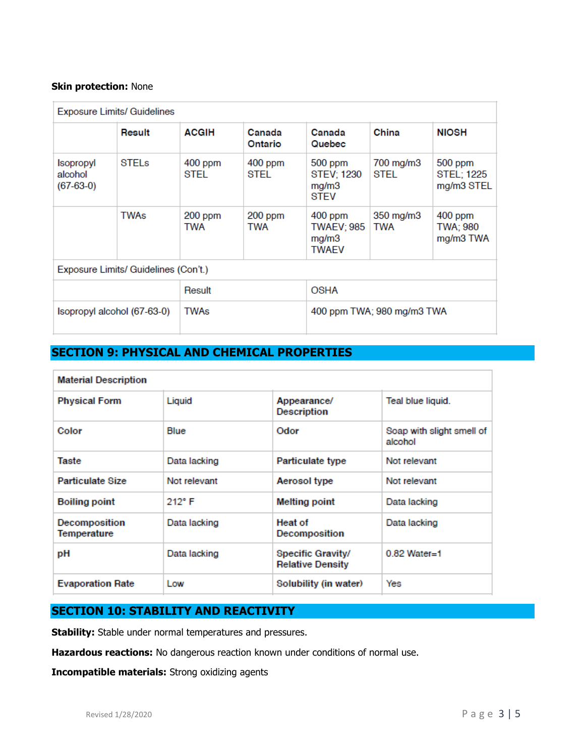**Skin protection:** None

| Exposure Limits/ Guidelines | | | | | | |
|---|---|---|---|---|---|---|
| | **Result** | **ACGIH** | **Canada Ontario** | **Canada Quebec** | **China** | **NIOSH** |
| Isopropyl alcohol (67-63-0) | STELs | 400 ppm STEL | 400 ppm STEL | 500 ppm STEV; 1230 mg/m3 STEV | 700 mg/m3 STEL | 500 ppm STEL; 1225 mg/m3 STEL |
| | TWAs | 200 ppm TWA | 200 ppm TWA | 400 ppm TWAEV; 985 mg/m3 TWAEV | 350 mg/m3 TWA | 400 ppm TWA; 980 mg/m3 TWA |

| Exposure Limits/ Guidelines (Con't.) | | |
|---|---|---|
| | Result | OSHA |
| Isopropyl alcohol (67-63-0) | TWAs | 400 ppm TWA; 980 mg/m3 TWA |

## SECTION 9: PHYSICAL AND CHEMICAL PROPERTIES

| **Material Description** | | | |
|---|---|---|---|
| **Physical Form** | Liquid | **Appearance/ Description** | Teal blue liquid. |
| **Color** | Blue | **Odor** | Soap with slight smell of alcohol |
| **Taste** | Data lacking | **Particulate type** | Not relevant |
| **Particulate Size** | Not relevant | **Aerosol type** | Not relevant |
| **Boiling point** | 212° F | **Melting point** | Data lacking |
| **Decomposition Temperature** | Data lacking | **Heat of Decomposition** | Data lacking |
| **pH** | Data lacking | **Specific Gravity/ Relative Density** | 0.82 Water=1 |
| **Evaporation Rate** | Low | **Solubility (in water)** | Yes |

## SECTION 10: STABILITY AND REACTIVITY

**Stability:** Stable under normal temperatures and pressures.

**Hazardous reactions:** No dangerous reaction known under conditions of normal use.

**Incompatible materials:** Strong oxidizing agents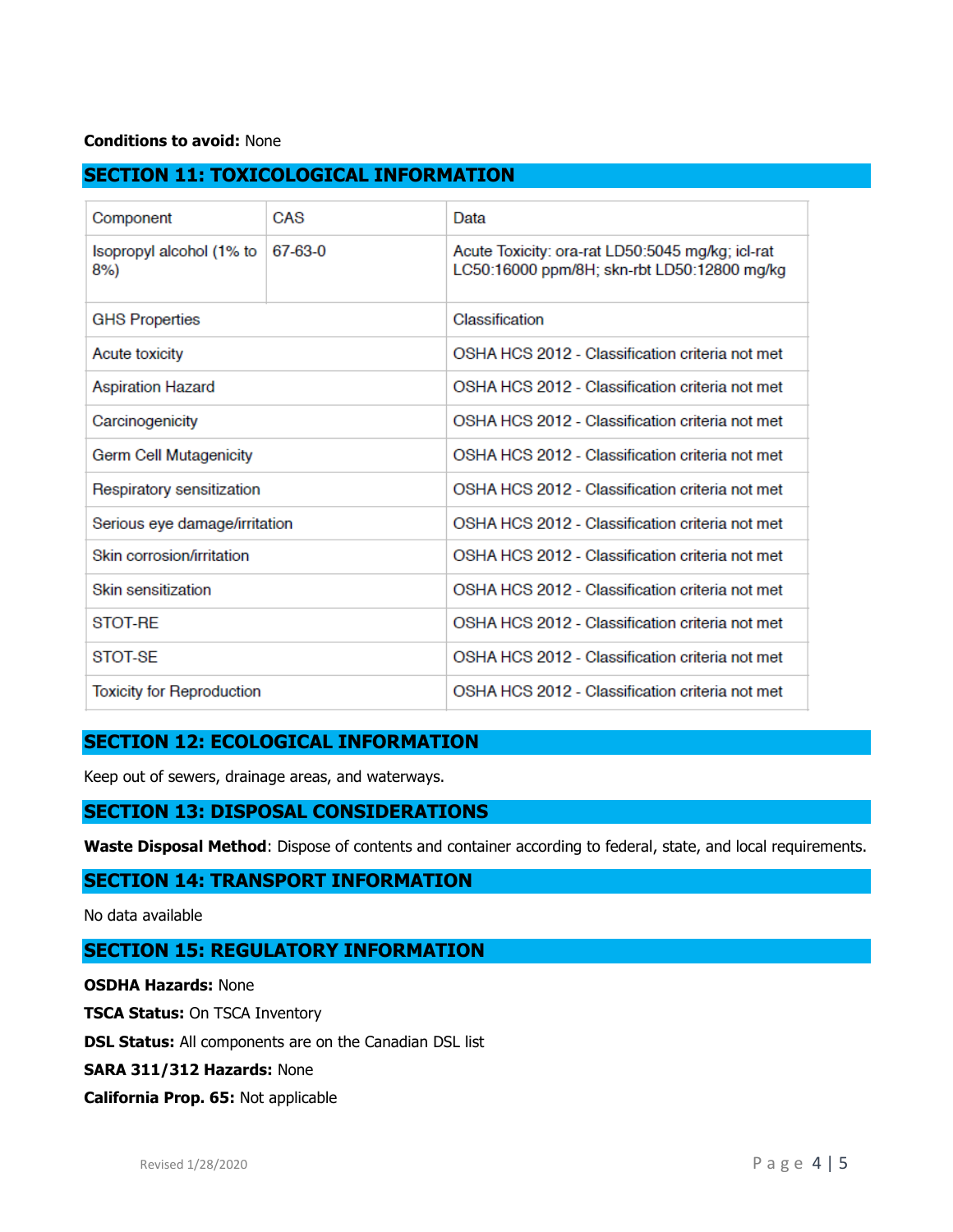**Conditions to avoid:** None

## SECTION 11: TOXICOLOGICAL INFORMATION

| Component | CAS | Data |
|---|---|---|
| Isopropyl alcohol (1% to 8%) | 67-63-0 | Acute Toxicity: ora-rat LD50:5045 mg/kg; icl-rat LC50:16000 ppm/8H; skn-rbt LD50:12800 mg/kg |
| GHS Properties | | Classification |
| Acute toxicity | | OSHA HCS 2012 - Classification criteria not met |
| Aspiration Hazard | | OSHA HCS 2012 - Classification criteria not met |
| Carcinogenicity | | OSHA HCS 2012 - Classification criteria not met |
| Germ Cell Mutagenicity | | OSHA HCS 2012 - Classification criteria not met |
| Respiratory sensitization | | OSHA HCS 2012 - Classification criteria not met |
| Serious eye damage/irritation | | OSHA HCS 2012 - Classification criteria not met |
| Skin corrosion/irritation | | OSHA HCS 2012 - Classification criteria not met |
| Skin sensitization | | OSHA HCS 2012 - Classification criteria not met |
| STOT-RE | | OSHA HCS 2012 - Classification criteria not met |
| STOT-SE | | OSHA HCS 2012 - Classification criteria not met |
| Toxicity for Reproduction | | OSHA HCS 2012 - Classification criteria not met |

## SECTION 12: ECOLOGICAL INFORMATION

Keep out of sewers, drainage areas, and waterways.

## SECTION 13: DISPOSAL CONSIDERATIONS

**Waste Disposal Method**: Dispose of contents and container according to federal, state, and local requirements.

## SECTION 14: TRANSPORT INFORMATION

No data available

## SECTION 15: REGULATORY INFORMATION

**OSDHA Hazards:** None

**TSCA Status:** On TSCA Inventory

**DSL Status:** All components are on the Canadian DSL list

**SARA 311/312 Hazards:** None

**California Prop. 65:** Not applicable

Revised 1/28/2020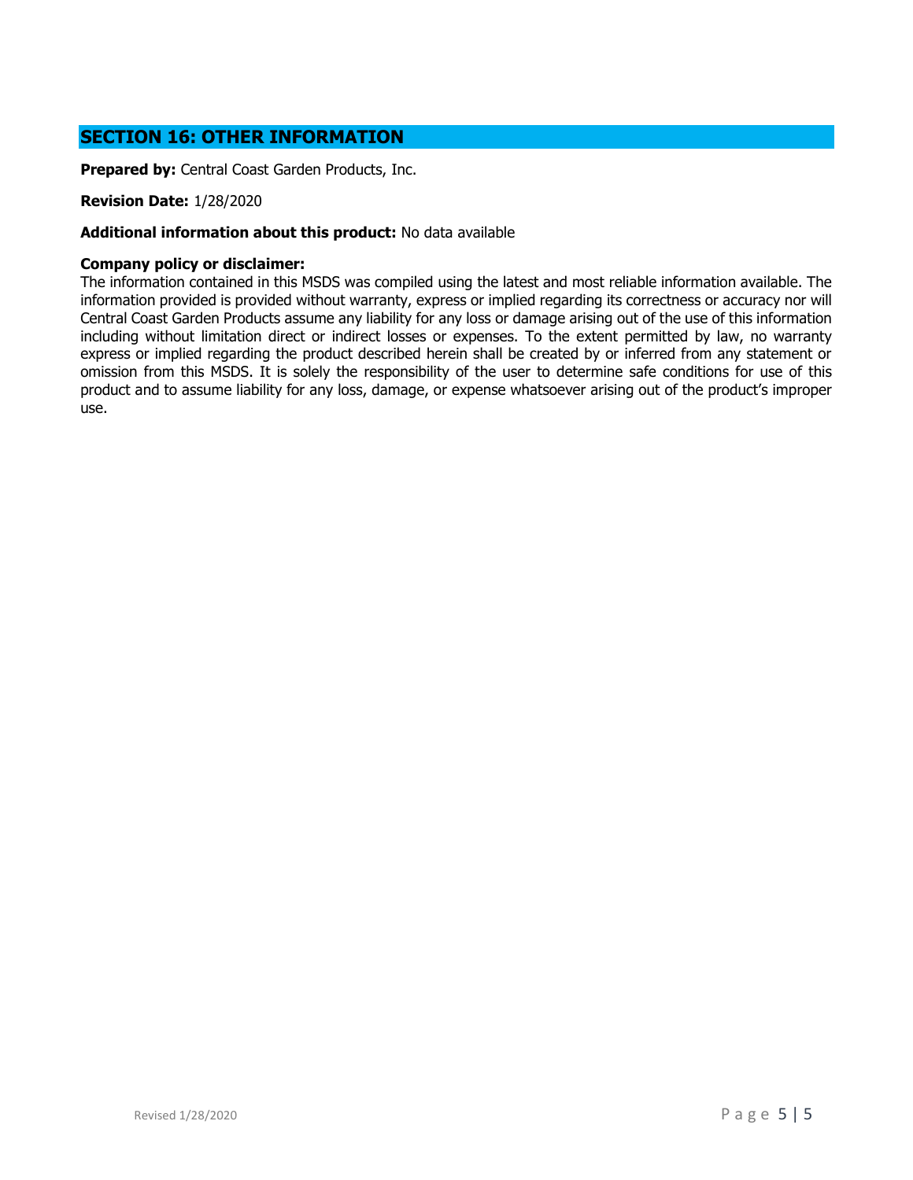## SECTION 16: OTHER INFORMATION

**Prepared by:** Central Coast Garden Products, Inc.

**Revision Date:** 1/28/2020

**Additional information about this product:** No data available

**Company policy or disclaimer:**
The information contained in this MSDS was compiled using the latest and most reliable information available. The information provided is provided without warranty, express or implied regarding its correctness or accuracy nor will Central Coast Garden Products assume any liability for any loss or damage arising out of the use of this information including without limitation direct or indirect losses or expenses. To the extent permitted by law, no warranty express or implied regarding the product described herein shall be created by or inferred from any statement or omission from this MSDS. It is solely the responsibility of the user to determine safe conditions for use of this product and to assume liability for any loss, damage, or expense whatsoever arising out of the product's improper use.